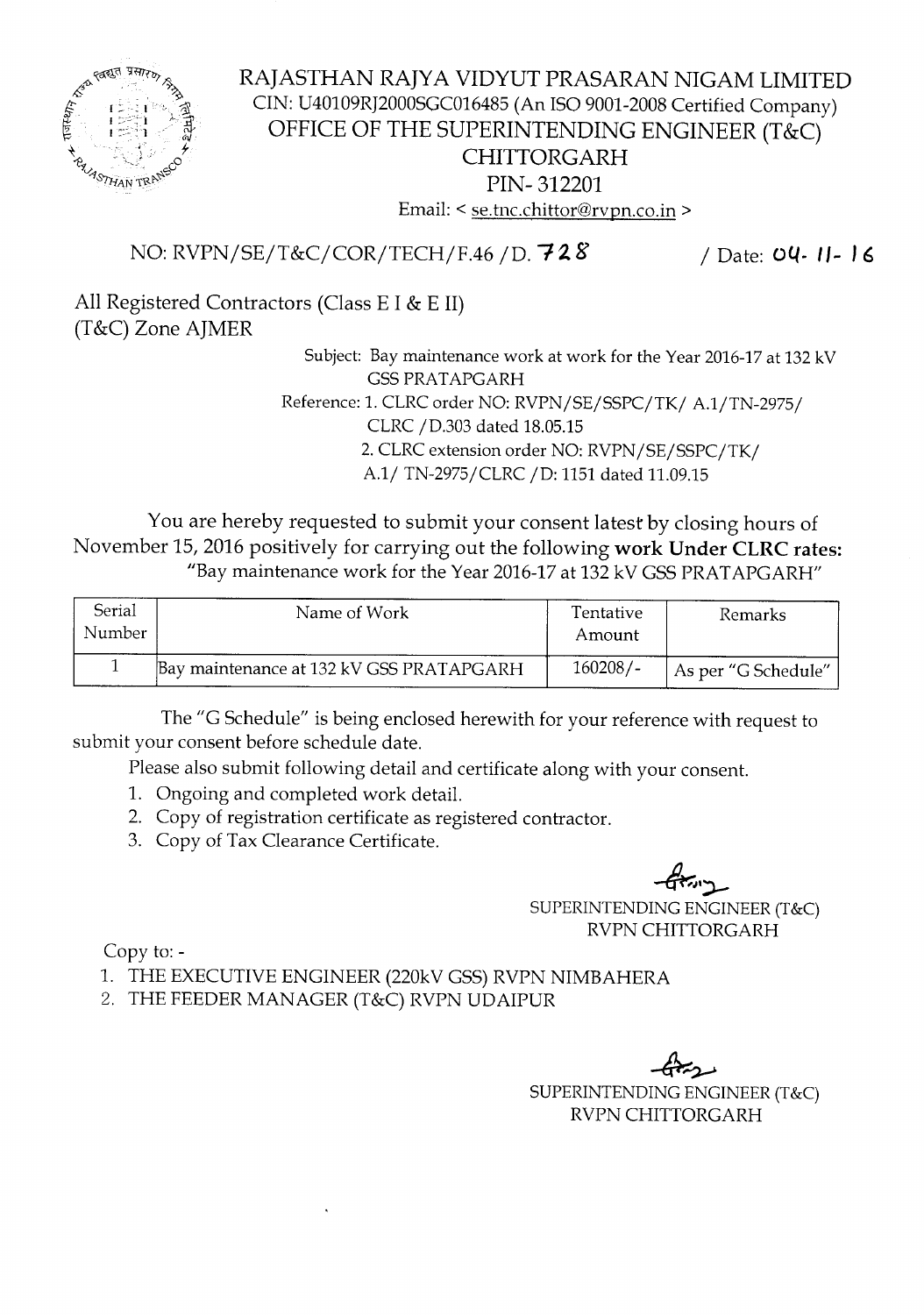# RAJASTHAN RAJYA VIDYUT PRASARAN NIGAM LIMITED

CIN: U40109RJ2000SGC016485 (An ISO 9001-2008 Certified Company)

## OFFICE OF THE SUPERINTENDING ENGINEER (T&C) CHITTORGARH

PIN- 312201

Email: < se.tnc.chittor@rvpn.co.in >

NO: RVPN/SE/T&C/COR/TECH/F.46 /D. 728 / Date: 04-11-16

All Registered Contractors (Class E I & E II)
(T&C) Zone AJMER

Subject: Bay maintenance work at work for the Year 2016-17 at 132 kV GSS PRATAPGARH

Reference: 1. CLRC order NO: RVPN/SE/SSPC/TK/ A.1/TN-2975/ CLRC /D.303 dated 18.05.15

2. CLRC extension order NO: RVPN/SE/SSPC/TK/ A.1/ TN-2975/CLRC /D: 1151 dated 11.09.15

You are hereby requested to submit your consent latest by closing hours of November 15, 2016 positively for carrying out the following **work Under CLRC rates:** "Bay maintenance work for the Year 2016-17 at 132 kV GSS PRATAPGARH"

| Serial Number | Name of Work | Tentative Amount | Remarks |
|---|---|---|---|
| 1 | Bay maintenance at 132 kV GSS PRATAPGARH | 160208/- | As per "G Schedule" |

The "G Schedule" is being enclosed herewith for your reference with request to submit your consent before schedule date.

Please also submit following detail and certificate along with your consent.

1. Ongoing and completed work detail.
2. Copy of registration certificate as registered contractor.
3. Copy of Tax Clearance Certificate.

SUPERINTENDING ENGINEER (T&C)
RVPN CHITTORGARH

Copy to: -

1. THE EXECUTIVE ENGINEER (220kV GSS) RVPN NIMBAHERA
2. THE FEEDER MANAGER (T&C) RVPN UDAIPUR

SUPERINTENDING ENGINEER (T&C)
RVPN CHITTORGARH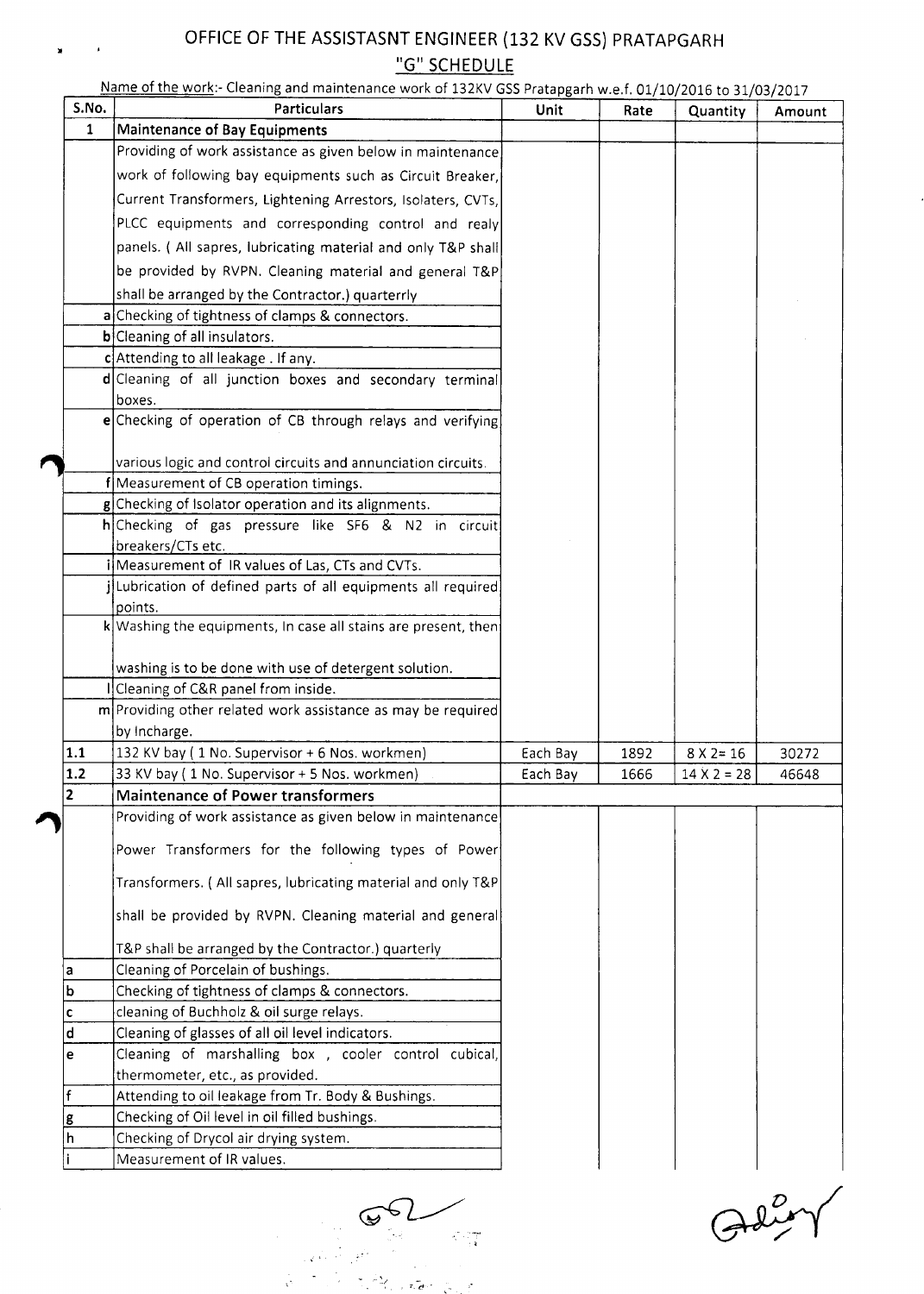# OFFICE OF THE ASSISTASNT ENGINEER (132 KV GSS) PRATAPGARH

## "G" SCHEDULE

Name of the work:- Cleaning and maintenance work of 132KV GSS Pratapgarh w.e.f. 01/10/2016 to 31/03/2017

| S.No. | Particulars | Unit | Rate | Quantity | Amount |
|---|---|---|---|---|---|
| 1 | **Maintenance of Bay Equipments** | | | | |
| | Providing of work assistance as given below in maintenance work of following bay equipments such as Circuit Breaker, Current Transformers, Lightening Arrestors, Isolaters, CVTs, PLCC equipments and corresponding control and realy panels. ( All sapres, lubricating material and only T&P shall be provided by RVPN. Cleaning material and general T&P shall be arranged by the Contractor.) quarterrly | | | | |
| a | Checking of tightness of clamps & connectors. | | | | |
| b | Cleaning of all insulators. | | | | |
| c | Attending to all leakage . If any. | | | | |
| d | Cleaning of all junction boxes and secondary terminal boxes. | | | | |
| e | Checking of operation of CB through relays and verifying various logic and control circuits and annunciation circuits. | | | | |
| f | Measurement of CB operation timings. | | | | |
| g | Checking of Isolator operation and its alignments. | | | | |
| h | Checking of gas pressure like SF6 & N2 in circuit breakers/CTs etc. | | | | |
| i | Measurement of IR values of Las, CTs and CVTs. | | | | |
| j | Lubrication of defined parts of all equipments all required points. | | | | |
| k | Washing the equipments, In case all stains are present, then washing is to be done with use of detergent solution. | | | | |
| l | Cleaning of C&R panel from inside. | | | | |
| m | Providing other related work assistance as may be required by Incharge. | | | | |
| 1.1 | 132 KV bay ( 1 No. Supervisor + 6 Nos. workmen) | Each Bay | 1892 | 8 X 2= 16 | 30272 |
| 1.2 | 33 KV bay ( 1 No. Supervisor + 5 Nos. workmen) | Each Bay | 1666 | 14 X 2 = 28 | 46648 |
| 2 | **Maintenance of Power transformers** | | | | |
| | Providing of work assistance as given below in maintenance Power Transformers for the following types of Power Transformers. ( All sapres, lubricating material and only T&P shall be provided by RVPN. Cleaning material and general T&P shall be arranged by the Contractor.) quarterly | | | | |
| a | Cleaning of Porcelain of bushings. | | | | |
| b | Checking of tightness of clamps & connectors. | | | | |
| c | cleaning of Buchholz & oil surge relays. | | | | |
| d | Cleaning of glasses of all oil level indicators. | | | | |
| e | Cleaning of marshalling box , cooler control cubical, thermometer, etc., as provided. | | | | |
| f | Attending to oil leakage from Tr. Body & Bushings. | | | | |
| g | Checking of Oil level in oil filled bushings. | | | | |
| h | Checking of Drycol air drying system. | | | | |
| i | Measurement of IR values. | | | | |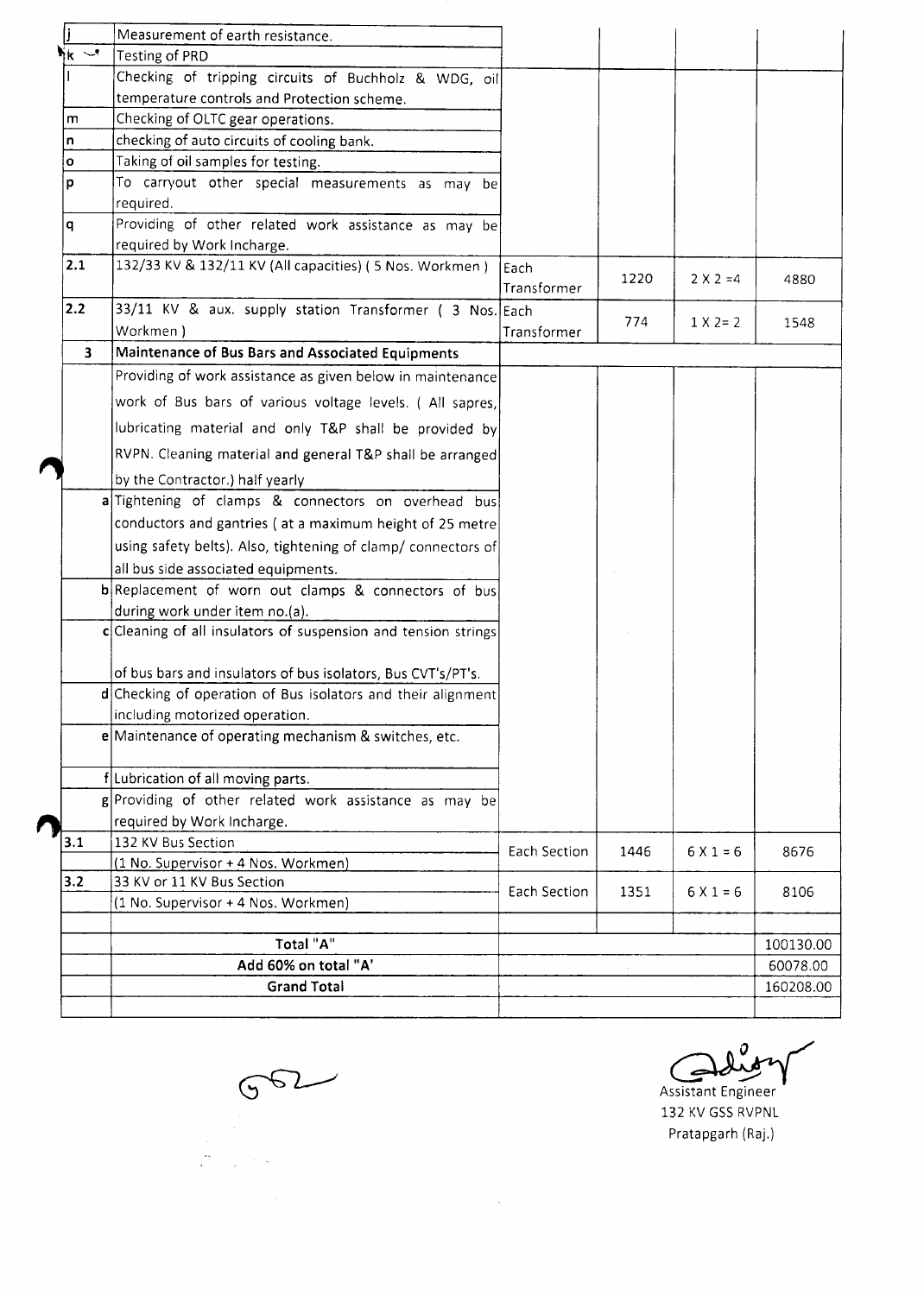| | | | | | |
|---|---|---|---|---|---|
| j | Measurement of earth resistance. | | | | |
| k | Testing of PRD | | | | |
| l | Checking of tripping circuits of Buchholz & WDG, oil temperature controls and Protection scheme. | | | | |
| m | Checking of OLTC gear operations. | | | | |
| n | checking of auto circuits of cooling bank. | | | | |
| o | Taking of oil samples for testing. | | | | |
| p | To carryout other special measurements as may be required. | | | | |
| q | Providing of other related work assistance as may be required by Work Incharge. | | | | |
| 2.1 | 132/33 KV & 132/11 KV (All capacities) ( 5 Nos. Workmen ) | Each Transformer | 1220 | 2 X 2 =4 | 4880 |
| 2.2 | 33/11 KV & aux. supply station Transformer ( 3 Nos. Workmen ) | Each Transformer | 774 | 1 X 2= 2 | 1548 |
| 3 | **Maintenance of Bus Bars and Associated Equipments** | | | | |
| | Providing of work assistance as given below in maintenance work of Bus bars of various voltage levels. ( All sapres, lubricating material and only T&P shall be provided by RVPN. Cleaning material and general T&P shall be arranged by the Contractor.) half yearly | | | | |
| a | Tightening of clamps & connectors on overhead bus conductors and gantries ( at a maximum height of 25 metre using safety belts). Also, tightening of clamp/ connectors of all bus side associated equipments. | | | | |
| b | Replacement of worn out clamps & connectors of bus during work under item no.(a). | | | | |
| c | Cleaning of all insulators of suspension and tension strings of bus bars and insulators of bus isolators, Bus CVT's/PT's. | | | | |
| d | Checking of operation of Bus isolators and their alignment including motorized operation. | | | | |
| e | Maintenance of operating mechanism & switches, etc. | | | | |
| f | Lubrication of all moving parts. | | | | |
| g | Providing of other related work assistance as may be required by Work Incharge. | | | | |
| 3.1 | 132 KV Bus Section (1 No. Supervisor + 4 Nos. Workmen) | Each Section | 1446 | 6 X 1 = 6 | 8676 |
| 3.2 | 33 KV or 11 KV Bus Section (1 No. Supervisor + 4 Nos. Workmen) | Each Section | 1351 | 6 X 1 = 6 | 8106 |
| | | | | | |
| | **Total "A"** | | | | 100130.00 |
| | **Add 60% on total "A'** | | | | 60078.00 |
| | **Grand Total** | | | | 160208.00 |
| | | | | | |

Assistant Engineer
132 KV GSS RVPNL
Pratapgarh (Raj.)